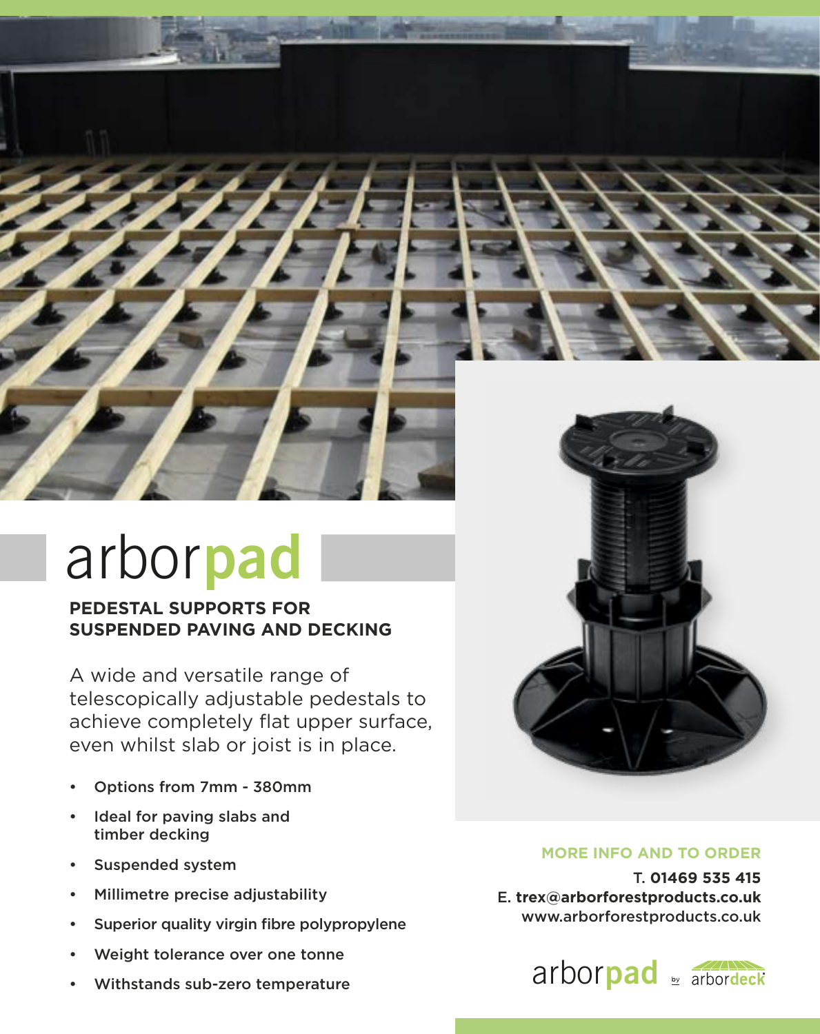# arborpad

## PEDESTAL SUPPORTS FOR SUSPENDED PAVING AND DECKING

A wide and versatile range of telescopically adjustable pedestals to achieve completely flat upper surface, even whilst slab or joist is in place.

- Options from 7mm - 380mm
- Ideal for paving slabs and timber decking
- Suspended system
- Millimetre precise adjustability
- Superior quality virgin fibre polypropylene
- Weight tolerance over one tonne
- Withstands sub-zero temperature

**MORE INFO AND TO ORDER**

T. **01469 535 415**
E. **trex@arborforestproducts.co.uk**
www.arborforestproducts.co.uk

arborpad by arbordeck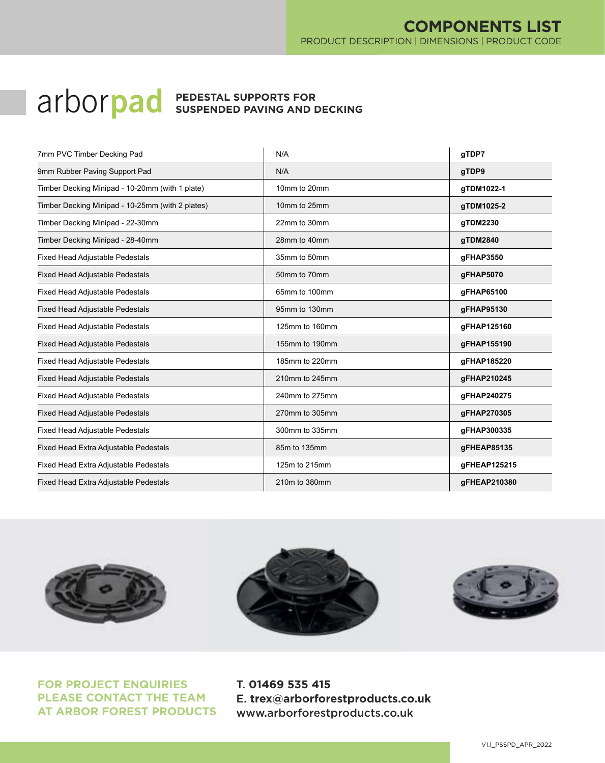# COMPONENTS LIST

PRODUCT DESCRIPTION | DIMENSIONS | PRODUCT CODE

## arborpad PEDESTAL SUPPORTS FOR SUSPENDED PAVING AND DECKING

| | | |
|---|---|---|
| 7mm PVC Timber Decking Pad | N/A | **gTDP7** |
| 9mm Rubber Paving Support Pad | N/A | **gTDP9** |
| Timber Decking Minipad - 10-20mm (with 1 plate) | 10mm to 20mm | **gTDM1022-1** |
| Timber Decking Minipad - 10-25mm (with 2 plates) | 10mm to 25mm | **gTDM1025-2** |
| Timber Decking Minipad - 22-30mm | 22mm to 30mm | **gTDM2230** |
| Timber Decking Minipad - 28-40mm | 28mm to 40mm | **gTDM2840** |
| Fixed Head Adjustable Pedestals | 35mm to 50mm | **gFHAP3550** |
| Fixed Head Adjustable Pedestals | 50mm to 70mm | **gFHAP5070** |
| Fixed Head Adjustable Pedestals | 65mm to 100mm | **gFHAP65100** |
| Fixed Head Adjustable Pedestals | 95mm to 130mm | **gFHAP95130** |
| Fixed Head Adjustable Pedestals | 125mm to 160mm | **gFHAP125160** |
| Fixed Head Adjustable Pedestals | 155mm to 190mm | **gFHAP155190** |
| Fixed Head Adjustable Pedestals | 185mm to 220mm | **gFHAP185220** |
| Fixed Head Adjustable Pedestals | 210mm to 245mm | **gFHAP210245** |
| Fixed Head Adjustable Pedestals | 240mm to 275mm | **gFHAP240275** |
| Fixed Head Adjustable Pedestals | 270mm to 305mm | **gFHAP270305** |
| Fixed Head Adjustable Pedestals | 300mm to 335mm | **gFHAP300335** |
| Fixed Head Extra Adjustable Pedestals | 85m to 135mm | **gFHEAP85135** |
| Fixed Head Extra Adjustable Pedestals | 125m to 215mm | **gFHEAP125215** |
| Fixed Head Extra Adjustable Pedestals | 210m to 380mm | **gFHEAP210380** |

**FOR PROJECT ENQUIRIES PLEASE CONTACT THE TEAM AT ARBOR FOREST PRODUCTS**

T. **01469 535 415**
E. **trex@arborforestproducts.co.uk**
www.arborforestproducts.co.uk

V1.1_PSSPD_APR_2022